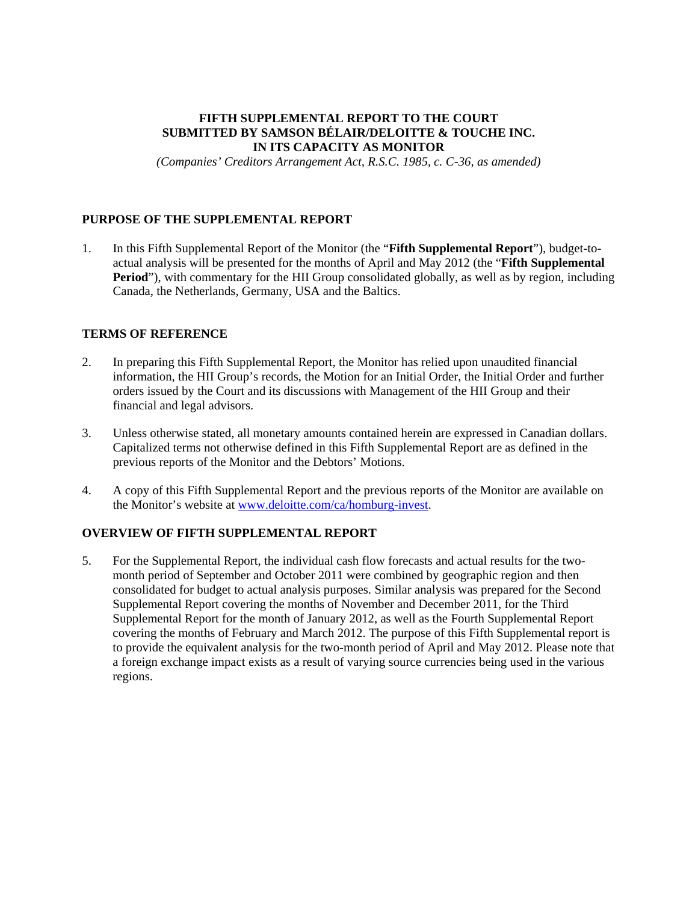# FIFTH SUPPLEMENTAL REPORT TO THE COURT SUBMITTED BY SAMSON BÉLAIR/DELOITTE & TOUCHE INC. IN ITS CAPACITY AS MONITOR

*(Companies' Creditors Arrangement Act, R.S.C. 1985, c. C-36, as amended)*

## PURPOSE OF THE SUPPLEMENTAL REPORT

1. In this Fifth Supplemental Report of the Monitor (the "**Fifth Supplemental Report**"), budget-to-actual analysis will be presented for the months of April and May 2012 (the "**Fifth Supplemental Period**"), with commentary for the HII Group consolidated globally, as well as by region, including Canada, the Netherlands, Germany, USA and the Baltics.

## TERMS OF REFERENCE

2. In preparing this Fifth Supplemental Report, the Monitor has relied upon unaudited financial information, the HII Group's records, the Motion for an Initial Order, the Initial Order and further orders issued by the Court and its discussions with Management of the HII Group and their financial and legal advisors.

3. Unless otherwise stated, all monetary amounts contained herein are expressed in Canadian dollars. Capitalized terms not otherwise defined in this Fifth Supplemental Report are as defined in the previous reports of the Monitor and the Debtors' Motions.

4. A copy of this Fifth Supplemental Report and the previous reports of the Monitor are available on the Monitor's website at www.deloitte.com/ca/homburg-invest.

## OVERVIEW OF FIFTH SUPPLEMENTAL REPORT

5. For the Supplemental Report, the individual cash flow forecasts and actual results for the two-month period of September and October 2011 were combined by geographic region and then consolidated for budget to actual analysis purposes. Similar analysis was prepared for the Second Supplemental Report covering the months of November and December 2011, for the Third Supplemental Report for the month of January 2012, as well as the Fourth Supplemental Report covering the months of February and March 2012. The purpose of this Fifth Supplemental report is to provide the equivalent analysis for the two-month period of April and May 2012. Please note that a foreign exchange impact exists as a result of varying source currencies being used in the various regions.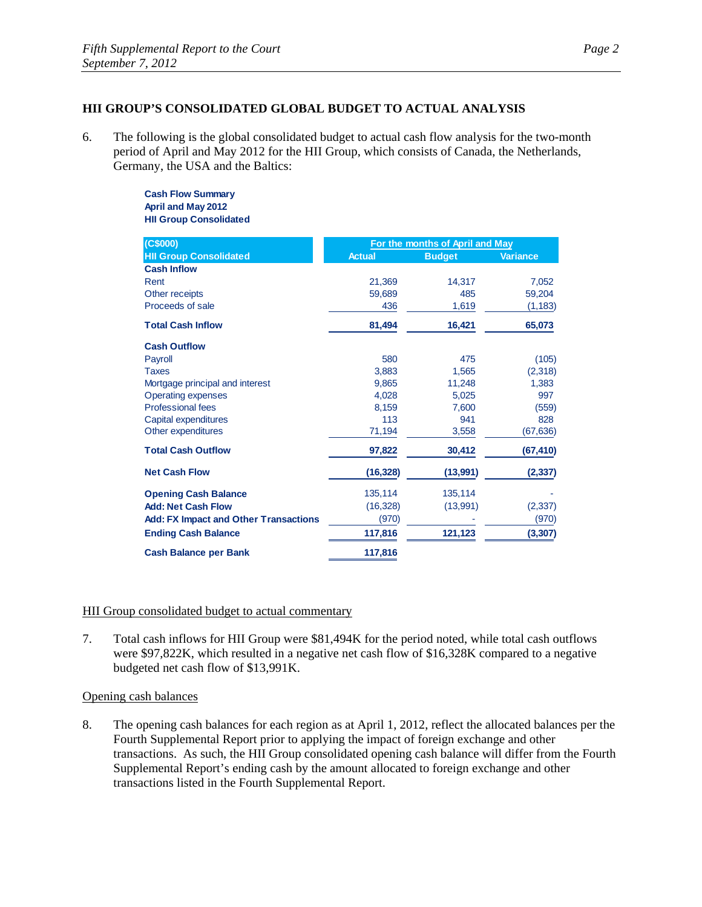## HII GROUP'S CONSOLIDATED GLOBAL BUDGET TO ACTUAL ANALYSIS

6. The following is the global consolidated budget to actual cash flow analysis for the two-month period of April and May 2012 for the HII Group, which consists of Canada, the Netherlands, Germany, the USA and the Baltics:

**Cash Flow Summary**
**April and May 2012**
**HII Group Consolidated**

| (C$000) | For the months of April and May | | |
|---|---|---|---|
| **HII Group Consolidated** | **Actual** | **Budget** | **Variance** |
| **Cash Inflow** | | | |
| Rent | 21,369 | 14,317 | 7,052 |
| Other receipts | 59,689 | 485 | 59,204 |
| Proceeds of sale | 436 | 1,619 | (1,183) |
| **Total Cash Inflow** | **81,494** | **16,421** | **65,073** |
| **Cash Outflow** | | | |
| Payroll | 580 | 475 | (105) |
| Taxes | 3,883 | 1,565 | (2,318) |
| Mortgage principal and interest | 9,865 | 11,248 | 1,383 |
| Operating expenses | 4,028 | 5,025 | 997 |
| Professional fees | 8,159 | 7,600 | (559) |
| Capital expenditures | 113 | 941 | 828 |
| Other expenditures | 71,194 | 3,558 | (67,636) |
| **Total Cash Outflow** | **97,822** | **30,412** | **(67,410)** |
| **Net Cash Flow** | **(16,328)** | **(13,991)** | **(2,337)** |
| **Opening Cash Balance** | 135,114 | 135,114 | - |
| **Add: Net Cash Flow** | (16,328) | (13,991) | (2,337) |
| **Add: FX Impact and Other Transactions** | (970) | - | (970) |
| **Ending Cash Balance** | **117,816** | **121,123** | **(3,307)** |
| **Cash Balance per Bank** | **117,816** | | |

HII Group consolidated budget to actual commentary

7. Total cash inflows for HII Group were $81,494K for the period noted, while total cash outflows were $97,822K, which resulted in a negative net cash flow of $16,328K compared to a negative budgeted net cash flow of $13,991K.

Opening cash balances

8. The opening cash balances for each region as at April 1, 2012, reflect the allocated balances per the Fourth Supplemental Report prior to applying the impact of foreign exchange and other transactions. As such, the HII Group consolidated opening cash balance will differ from the Fourth Supplemental Report's ending cash by the amount allocated to foreign exchange and other transactions listed in the Fourth Supplemental Report.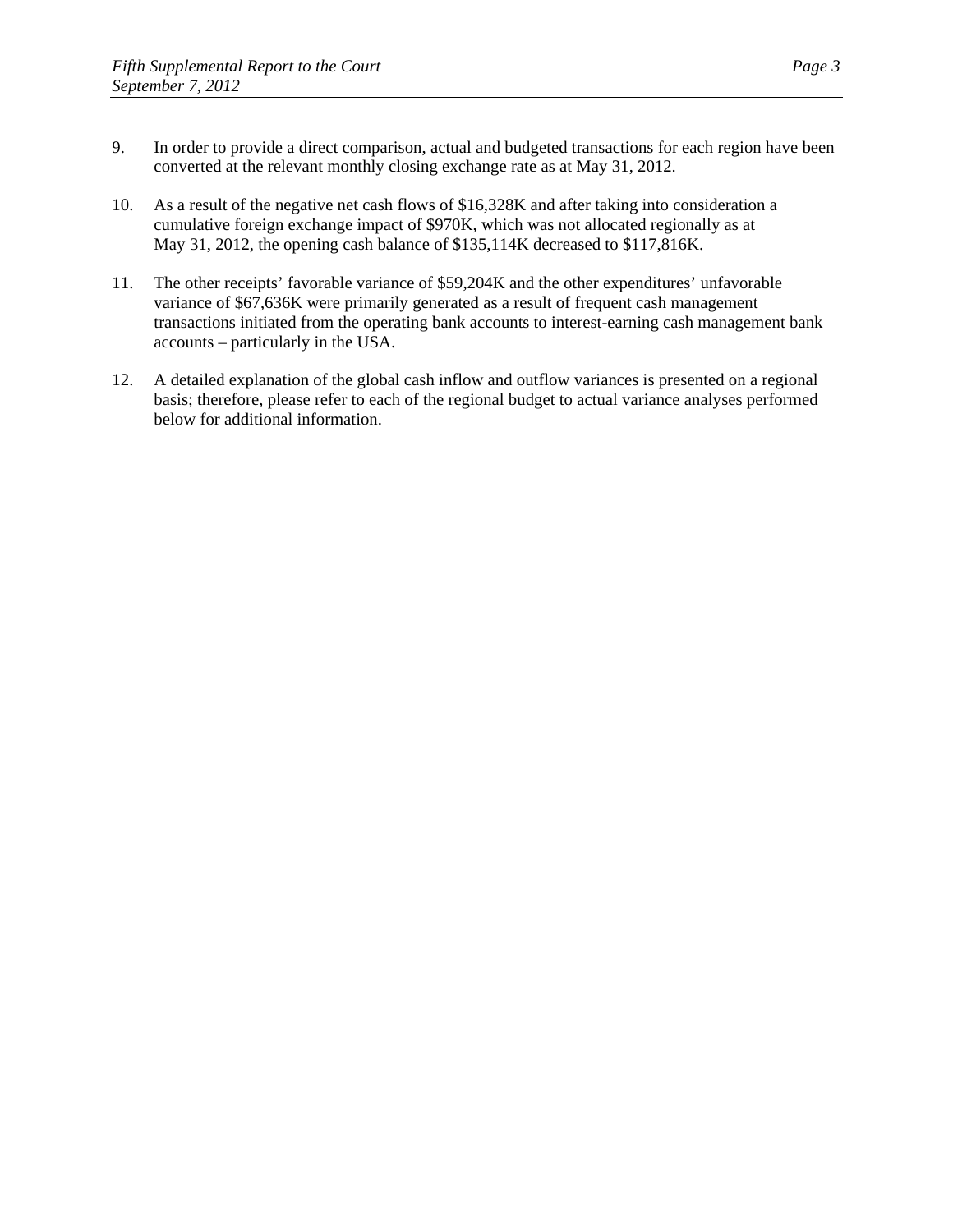9. In order to provide a direct comparison, actual and budgeted transactions for each region have been converted at the relevant monthly closing exchange rate as at May 31, 2012.

10. As a result of the negative net cash flows of $16,328K and after taking into consideration a cumulative foreign exchange impact of $970K, which was not allocated regionally as at May 31, 2012, the opening cash balance of $135,114K decreased to $117,816K.

11. The other receipts' favorable variance of $59,204K and the other expenditures' unfavorable variance of $67,636K were primarily generated as a result of frequent cash management transactions initiated from the operating bank accounts to interest-earning cash management bank accounts – particularly in the USA.

12. A detailed explanation of the global cash inflow and outflow variances is presented on a regional basis; therefore, please refer to each of the regional budget to actual variance analyses performed below for additional information.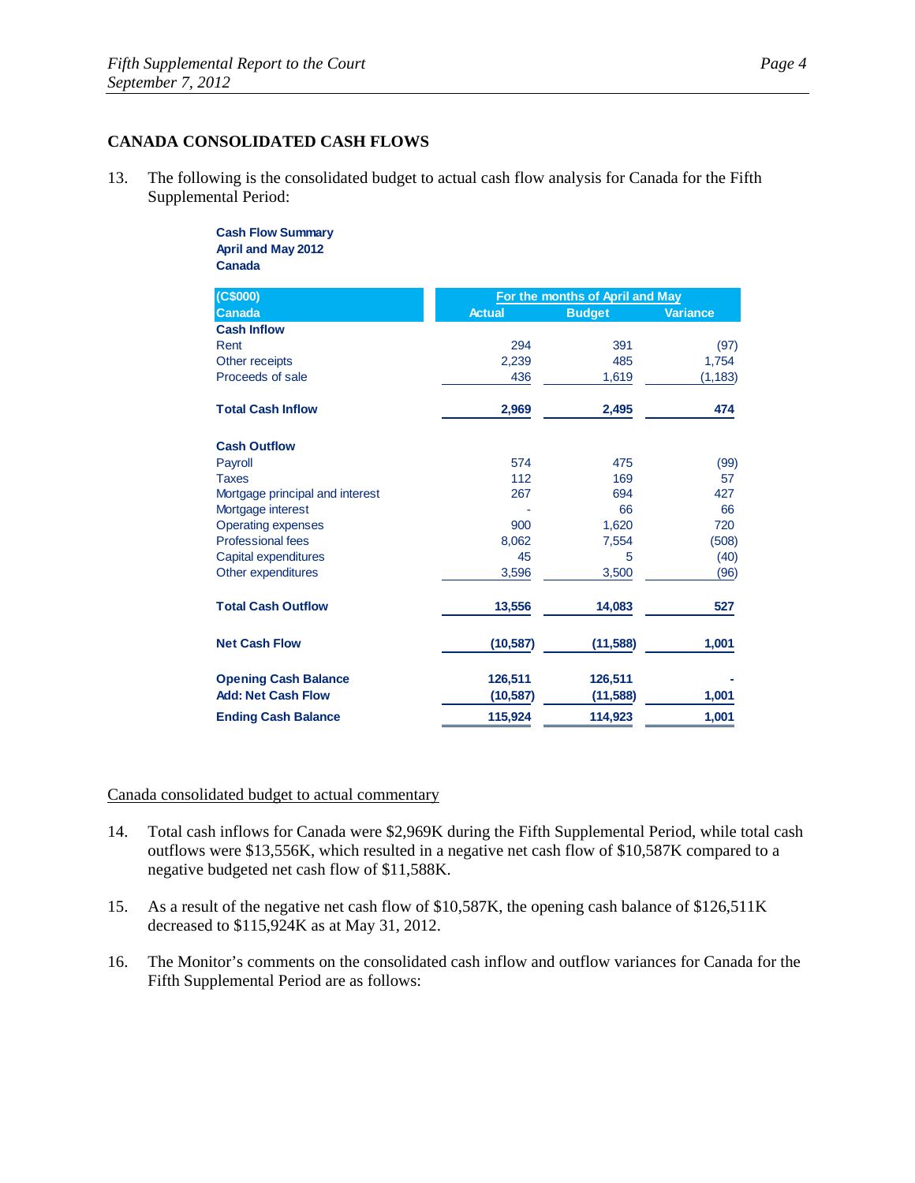## CANADA CONSOLIDATED CASH FLOWS

13. The following is the consolidated budget to actual cash flow analysis for Canada for the Fifth Supplemental Period:

**Cash Flow Summary**
**April and May 2012**
**Canada**

| (C$000) | For the months of April and May | | |
|---|---|---|---|
| **Canada** | **Actual** | **Budget** | **Variance** |
| **Cash Inflow** | | | |
| Rent | 294 | 391 | (97) |
| Other receipts | 2,239 | 485 | 1,754 |
| Proceeds of sale | 436 | 1,619 | (1,183) |
| **Total Cash Inflow** | **2,969** | **2,495** | **474** |
| **Cash Outflow** | | | |
| Payroll | 574 | 475 | (99) |
| Taxes | 112 | 169 | 57 |
| Mortgage principal and interest | 267 | 694 | 427 |
| Mortgage interest | - | 66 | 66 |
| Operating expenses | 900 | 1,620 | 720 |
| Professional fees | 8,062 | 7,554 | (508) |
| Capital expenditures | 45 | 5 | (40) |
| Other expenditures | 3,596 | 3,500 | (96) |
| **Total Cash Outflow** | **13,556** | **14,083** | **527** |
| **Net Cash Flow** | **(10,587)** | **(11,588)** | **1,001** |
| **Opening Cash Balance** | **126,511** | **126,511** | **-** |
| **Add: Net Cash Flow** | **(10,587)** | **(11,588)** | **1,001** |
| **Ending Cash Balance** | **115,924** | **114,923** | **1,001** |

Canada consolidated budget to actual commentary

14. Total cash inflows for Canada were $2,969K during the Fifth Supplemental Period, while total cash outflows were $13,556K, which resulted in a negative net cash flow of $10,587K compared to a negative budgeted net cash flow of $11,588K.

15. As a result of the negative net cash flow of $10,587K, the opening cash balance of $126,511K decreased to $115,924K as at May 31, 2012.

16. The Monitor's comments on the consolidated cash inflow and outflow variances for Canada for the Fifth Supplemental Period are as follows: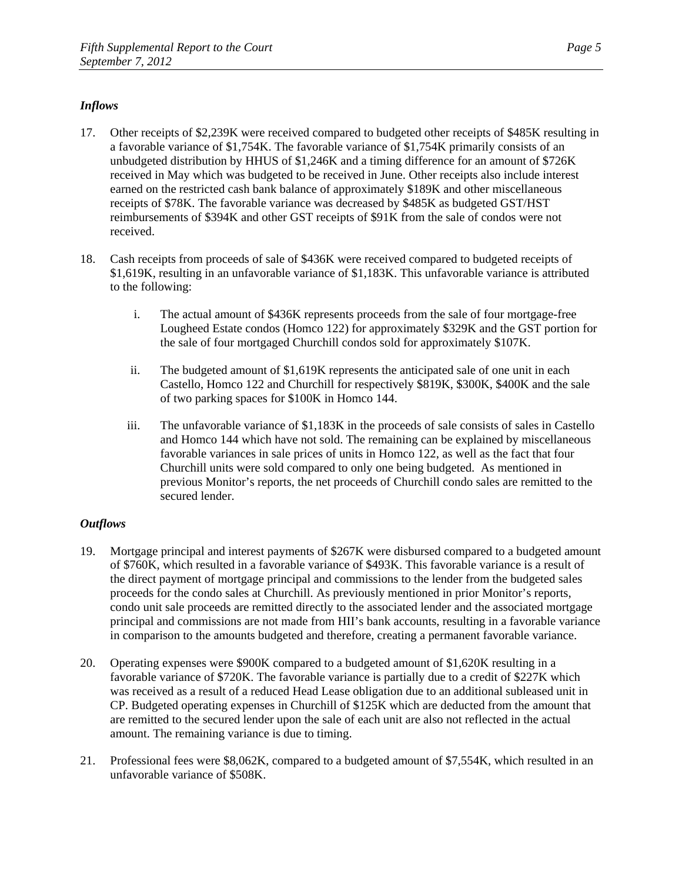### *Inflows*

17. Other receipts of $2,239K were received compared to budgeted other receipts of $485K resulting in a favorable variance of $1,754K. The favorable variance of $1,754K primarily consists of an unbudgeted distribution by HHUS of $1,246K and a timing difference for an amount of $726K received in May which was budgeted to be received in June. Other receipts also include interest earned on the restricted cash bank balance of approximately $189K and other miscellaneous receipts of $78K. The favorable variance was decreased by $485K as budgeted GST/HST reimbursements of $394K and other GST receipts of $91K from the sale of condos were not received.

18. Cash receipts from proceeds of sale of $436K were received compared to budgeted receipts of $1,619K, resulting in an unfavorable variance of $1,183K. This unfavorable variance is attributed to the following:

    i. The actual amount of $436K represents proceeds from the sale of four mortgage-free Lougheed Estate condos (Homco 122) for approximately $329K and the GST portion for the sale of four mortgaged Churchill condos sold for approximately $107K.

    ii. The budgeted amount of $1,619K represents the anticipated sale of one unit in each Castello, Homco 122 and Churchill for respectively $819K, $300K, $400K and the sale of two parking spaces for $100K in Homco 144.

    iii. The unfavorable variance of $1,183K in the proceeds of sale consists of sales in Castello and Homco 144 which have not sold. The remaining can be explained by miscellaneous favorable variances in sale prices of units in Homco 122, as well as the fact that four Churchill units were sold compared to only one being budgeted. As mentioned in previous Monitor's reports, the net proceeds of Churchill condo sales are remitted to the secured lender.

### *Outflows*

19. Mortgage principal and interest payments of $267K were disbursed compared to a budgeted amount of $760K, which resulted in a favorable variance of $493K. This favorable variance is a result of the direct payment of mortgage principal and commissions to the lender from the budgeted sales proceeds for the condo sales at Churchill. As previously mentioned in prior Monitor's reports, condo unit sale proceeds are remitted directly to the associated lender and the associated mortgage principal and commissions are not made from HII's bank accounts, resulting in a favorable variance in comparison to the amounts budgeted and therefore, creating a permanent favorable variance.

20. Operating expenses were $900K compared to a budgeted amount of $1,620K resulting in a favorable variance of $720K. The favorable variance is partially due to a credit of $227K which was received as a result of a reduced Head Lease obligation due to an additional subleased unit in CP. Budgeted operating expenses in Churchill of $125K which are deducted from the amount that are remitted to the secured lender upon the sale of each unit are also not reflected in the actual amount. The remaining variance is due to timing.

21. Professional fees were $8,062K, compared to a budgeted amount of $7,554K, which resulted in an unfavorable variance of $508K.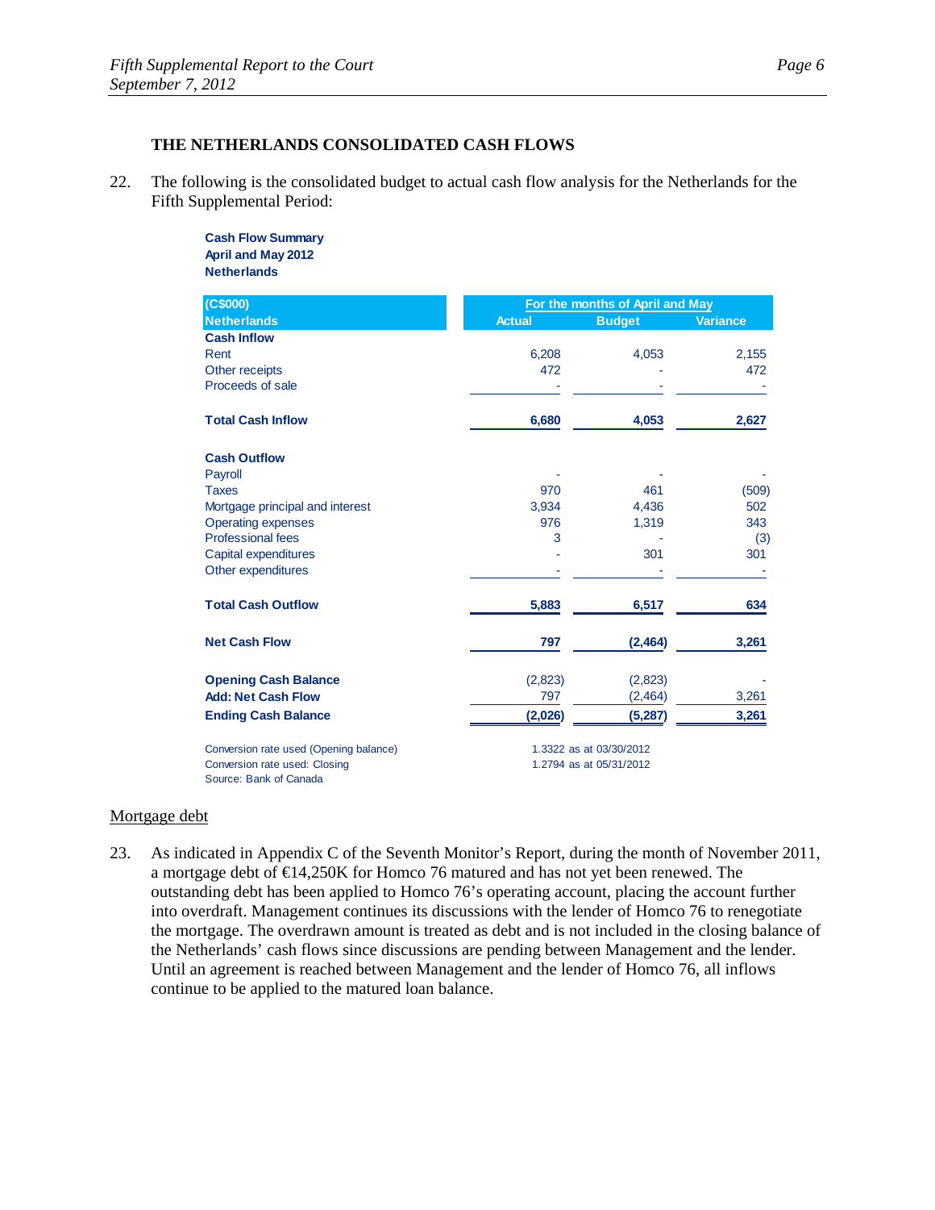### THE NETHERLANDS CONSOLIDATED CASH FLOWS

22. The following is the consolidated budget to actual cash flow analysis for the Netherlands for the Fifth Supplemental Period:

**Cash Flow Summary**
**April and May 2012**
**Netherlands**

| (C$000) | For the months of April and May | | |
|---|---|---|---|
| **Netherlands** | **Actual** | **Budget** | **Variance** |
| **Cash Inflow** | | | |
| Rent | 6,208 | 4,053 | 2,155 |
| Other receipts | 472 | - | 472 |
| Proceeds of sale | - | - | - |
| **Total Cash Inflow** | **6,680** | **4,053** | **2,627** |
| **Cash Outflow** | | | |
| Payroll | - | - | - |
| Taxes | 970 | 461 | (509) |
| Mortgage principal and interest | 3,934 | 4,436 | 502 |
| Operating expenses | 976 | 1,319 | 343 |
| Professional fees | 3 | - | (3) |
| Capital expenditures | - | 301 | 301 |
| Other expenditures | - | - | - |
| **Total Cash Outflow** | **5,883** | **6,517** | **634** |
| **Net Cash Flow** | **797** | **(2,464)** | **3,261** |
| **Opening Cash Balance** | (2,823) | (2,823) | - |
| **Add: Net Cash Flow** | 797 | (2,464) | 3,261 |
| **Ending Cash Balance** | **(2,026)** | **(5,287)** | **3,261** |

Conversion rate used (Opening balance) 1.3322 as at 03/30/2012
Conversion rate used: Closing 1.2794 as at 05/31/2012
Source: Bank of Canada

<u>Mortgage debt</u>

23. As indicated in Appendix C of the Seventh Monitor's Report, during the month of November 2011, a mortgage debt of €14,250K for Homco 76 matured and has not yet been renewed. The outstanding debt has been applied to Homco 76's operating account, placing the account further into overdraft. Management continues its discussions with the lender of Homco 76 to renegotiate the mortgage. The overdrawn amount is treated as debt and is not included in the closing balance of the Netherlands' cash flows since discussions are pending between Management and the lender. Until an agreement is reached between Management and the lender of Homco 76, all inflows continue to be applied to the matured loan balance.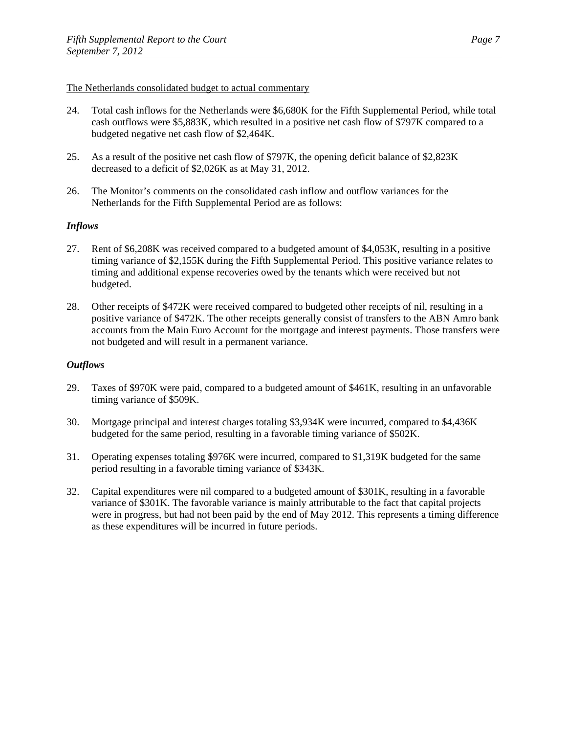The Netherlands consolidated budget to actual commentary

24. Total cash inflows for the Netherlands were $6,680K for the Fifth Supplemental Period, while total cash outflows were $5,883K, which resulted in a positive net cash flow of $797K compared to a budgeted negative net cash flow of $2,464K.

25. As a result of the positive net cash flow of $797K, the opening deficit balance of $2,823K decreased to a deficit of $2,026K as at May 31, 2012.

26. The Monitor's comments on the consolidated cash inflow and outflow variances for the Netherlands for the Fifth Supplemental Period are as follows:

***Inflows***

27. Rent of $6,208K was received compared to a budgeted amount of $4,053K, resulting in a positive timing variance of $2,155K during the Fifth Supplemental Period. This positive variance relates to timing and additional expense recoveries owed by the tenants which were received but not budgeted.

28. Other receipts of $472K were received compared to budgeted other receipts of nil, resulting in a positive variance of $472K. The other receipts generally consist of transfers to the ABN Amro bank accounts from the Main Euro Account for the mortgage and interest payments. Those transfers were not budgeted and will result in a permanent variance.

***Outflows***

29. Taxes of $970K were paid, compared to a budgeted amount of $461K, resulting in an unfavorable timing variance of $509K.

30. Mortgage principal and interest charges totaling $3,934K were incurred, compared to $4,436K budgeted for the same period, resulting in a favorable timing variance of $502K.

31. Operating expenses totaling $976K were incurred, compared to $1,319K budgeted for the same period resulting in a favorable timing variance of $343K.

32. Capital expenditures were nil compared to a budgeted amount of $301K, resulting in a favorable variance of $301K. The favorable variance is mainly attributable to the fact that capital projects were in progress, but had not been paid by the end of May 2012. This represents a timing difference as these expenditures will be incurred in future periods.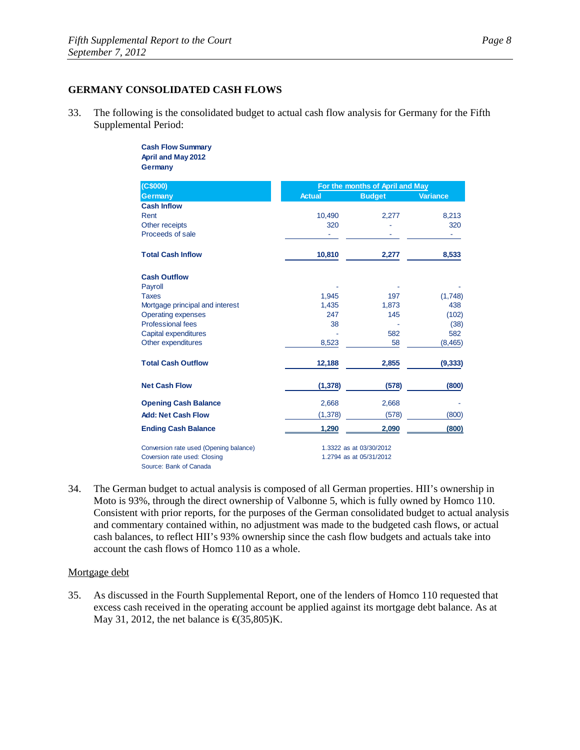## GERMANY CONSOLIDATED CASH FLOWS

33. The following is the consolidated budget to actual cash flow analysis for Germany for the Fifth Supplemental Period:

**Cash Flow Summary**
**April and May 2012**
**Germany**

| (C$000) | For the months of April and May | | |
|---|---|---|---|
| **Germany** | **Actual** | **Budget** | **Variance** |
| **Cash Inflow** | | | |
| Rent | 10,490 | 2,277 | 8,213 |
| Other receipts | 320 | - | 320 |
| Proceeds of sale | - | - | - |
| **Total Cash Inflow** | **10,810** | **2,277** | **8,533** |
| **Cash Outflow** | | | |
| Payroll | - | - | - |
| Taxes | 1,945 | 197 | (1,748) |
| Mortgage principal and interest | 1,435 | 1,873 | 438 |
| Operating expenses | 247 | 145 | (102) |
| Professional fees | 38 | - | (38) |
| Capital expenditures | - | 582 | 582 |
| Other expenditures | 8,523 | 58 | (8,465) |
| **Total Cash Outflow** | **12,188** | **2,855** | **(9,333)** |
| **Net Cash Flow** | **(1,378)** | **(578)** | **(800)** |
| **Opening Cash Balance** | 2,668 | 2,668 | - |
| **Add: Net Cash Flow** | (1,378) | (578) | (800) |
| **Ending Cash Balance** | **1,290** | **2,090** | **(800)** |

Conversion rate used (Opening balance) 1.3322 as at 03/30/2012
Coversion rate used: Closing 1.2794 as at 05/31/2012
Source: Bank of Canada

34. The German budget to actual analysis is composed of all German properties. HII's ownership in Moto is 93%, through the direct ownership of Valbonne 5, which is fully owned by Homco 110. Consistent with prior reports, for the purposes of the German consolidated budget to actual analysis and commentary contained within, no adjustment was made to the budgeted cash flows, or actual cash balances, to reflect HII's 93% ownership since the cash flow budgets and actuals take into account the cash flows of Homco 110 as a whole.

<u>Mortgage debt</u>

35. As discussed in the Fourth Supplemental Report, one of the lenders of Homco 110 requested that excess cash received in the operating account be applied against its mortgage debt balance. As at May 31, 2012, the net balance is €(35,805)K.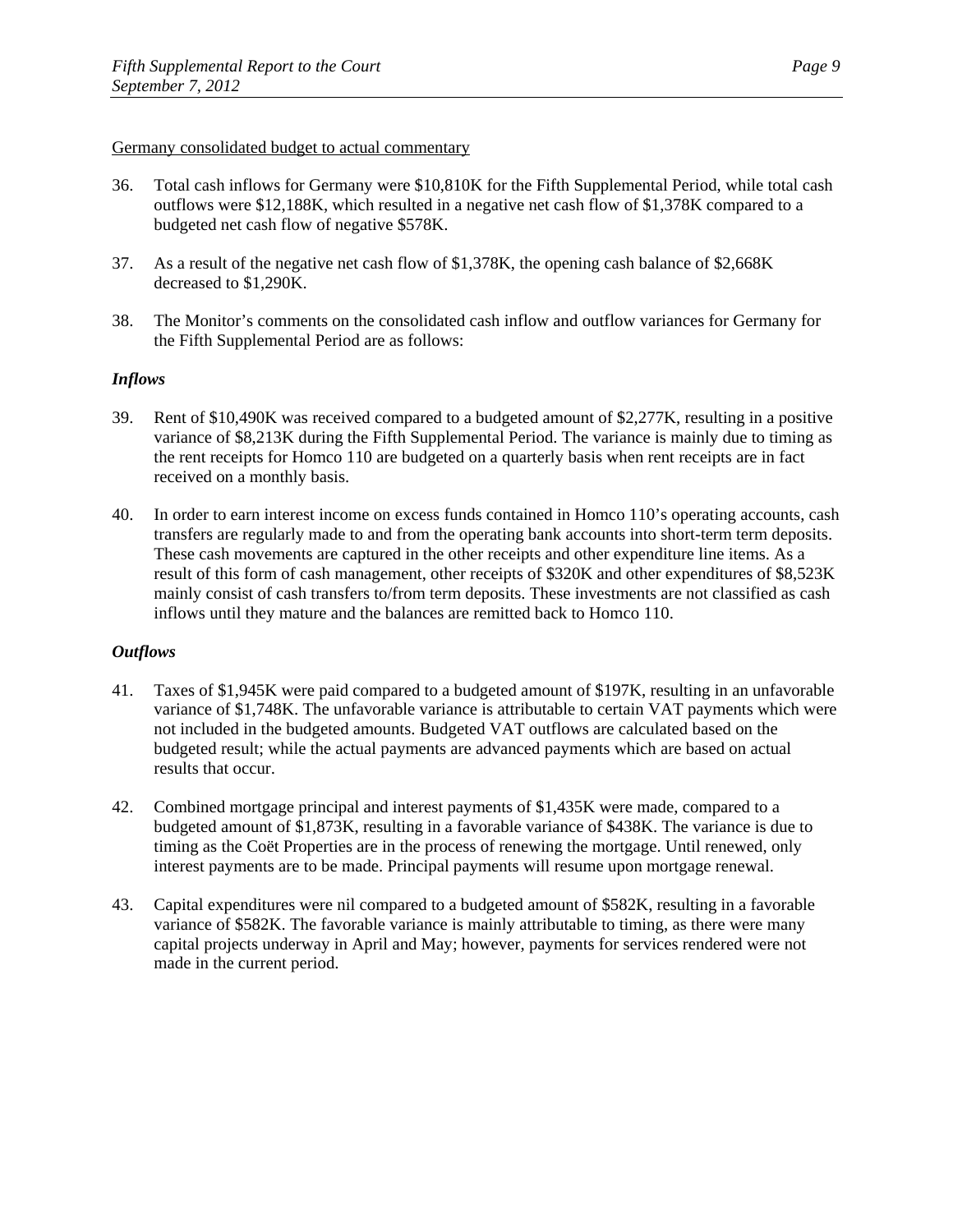Germany consolidated budget to actual commentary

36. Total cash inflows for Germany were $10,810K for the Fifth Supplemental Period, while total cash outflows were $12,188K, which resulted in a negative net cash flow of $1,378K compared to a budgeted net cash flow of negative $578K.

37. As a result of the negative net cash flow of $1,378K, the opening cash balance of $2,668K decreased to $1,290K.

38. The Monitor's comments on the consolidated cash inflow and outflow variances for Germany for the Fifth Supplemental Period are as follows:

***Inflows***

39. Rent of $10,490K was received compared to a budgeted amount of $2,277K, resulting in a positive variance of $8,213K during the Fifth Supplemental Period. The variance is mainly due to timing as the rent receipts for Homco 110 are budgeted on a quarterly basis when rent receipts are in fact received on a monthly basis.

40. In order to earn interest income on excess funds contained in Homco 110's operating accounts, cash transfers are regularly made to and from the operating bank accounts into short-term term deposits. These cash movements are captured in the other receipts and other expenditure line items. As a result of this form of cash management, other receipts of $320K and other expenditures of $8,523K mainly consist of cash transfers to/from term deposits. These investments are not classified as cash inflows until they mature and the balances are remitted back to Homco 110.

***Outflows***

41. Taxes of $1,945K were paid compared to a budgeted amount of $197K, resulting in an unfavorable variance of $1,748K. The unfavorable variance is attributable to certain VAT payments which were not included in the budgeted amounts. Budgeted VAT outflows are calculated based on the budgeted result; while the actual payments are advanced payments which are based on actual results that occur.

42. Combined mortgage principal and interest payments of $1,435K were made, compared to a budgeted amount of $1,873K, resulting in a favorable variance of $438K. The variance is due to timing as the Coët Properties are in the process of renewing the mortgage. Until renewed, only interest payments are to be made. Principal payments will resume upon mortgage renewal.

43. Capital expenditures were nil compared to a budgeted amount of $582K, resulting in a favorable variance of $582K. The favorable variance is mainly attributable to timing, as there were many capital projects underway in April and May; however, payments for services rendered were not made in the current period.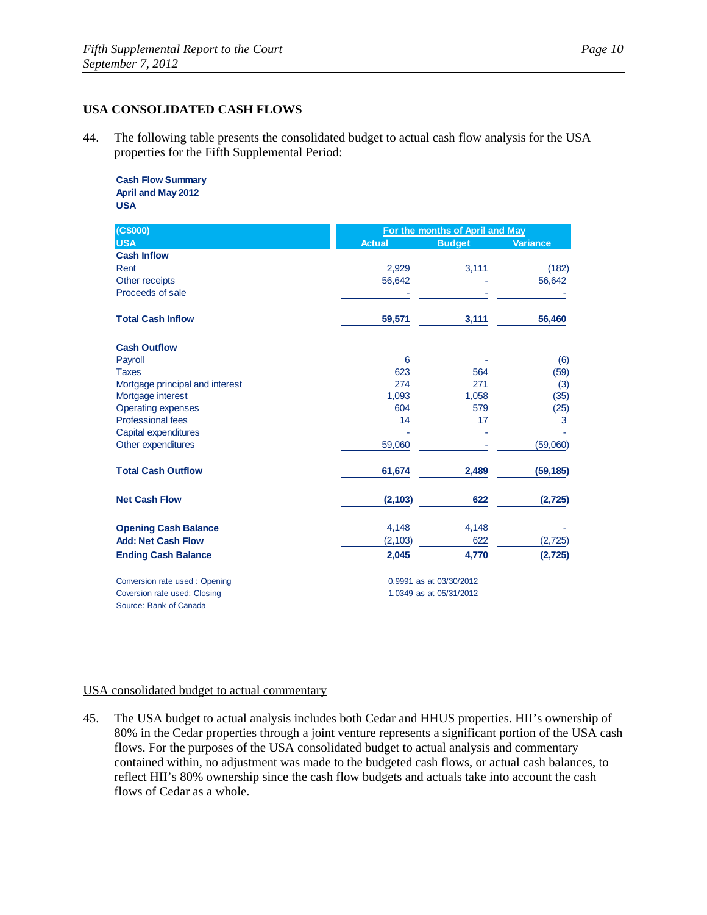## USA CONSOLIDATED CASH FLOWS

44. The following table presents the consolidated budget to actual cash flow analysis for the USA properties for the Fifth Supplemental Period:

**Cash Flow Summary**
**April and May 2012**
**USA**

| (C$000) | For the months of April and May | | |
|---|---|---|---|
| USA | Actual | Budget | Variance |
| **Cash Inflow** | | | |
| Rent | 2,929 | 3,111 | (182) |
| Other receipts | 56,642 | - | 56,642 |
| Proceeds of sale | - | - | - |
| **Total Cash Inflow** | **59,571** | **3,111** | **56,460** |
| **Cash Outflow** | | | |
| Payroll | 6 | - | (6) |
| Taxes | 623 | 564 | (59) |
| Mortgage principal and interest | 274 | 271 | (3) |
| Mortgage interest | 1,093 | 1,058 | (35) |
| Operating expenses | 604 | 579 | (25) |
| Professional fees | 14 | 17 | 3 |
| Capital expenditures | - | - | - |
| Other expenditures | 59,060 | - | (59,060) |
| **Total Cash Outflow** | **61,674** | **2,489** | **(59,185)** |
| **Net Cash Flow** | **(2,103)** | **622** | **(2,725)** |
| **Opening Cash Balance** | 4,148 | 4,148 | - |
| **Add: Net Cash Flow** | (2,103) | 622 | (2,725) |
| **Ending Cash Balance** | **2,045** | **4,770** | **(2,725)** |

Conversion rate used : Opening — 0.9991 as at 03/30/2012
Coversion rate used: Closing — 1.0349 as at 05/31/2012
Source: Bank of Canada

<u>USA consolidated budget to actual commentary</u>

45. The USA budget to actual analysis includes both Cedar and HHUS properties. HII's ownership of 80% in the Cedar properties through a joint venture represents a significant portion of the USA cash flows. For the purposes of the USA consolidated budget to actual analysis and commentary contained within, no adjustment was made to the budgeted cash flows, or actual cash balances, to reflect HII's 80% ownership since the cash flow budgets and actuals take into account the cash flows of Cedar as a whole.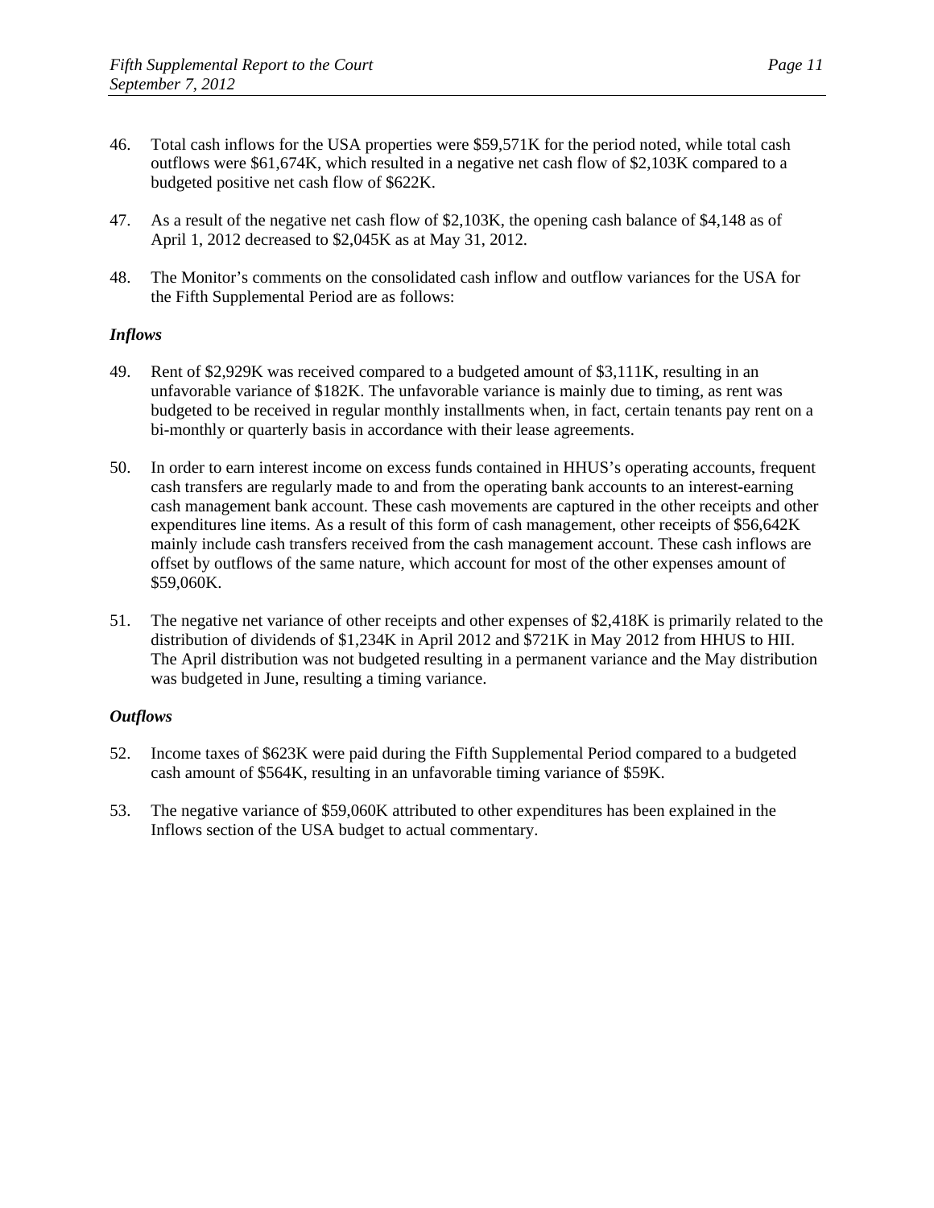46. Total cash inflows for the USA properties were $59,571K for the period noted, while total cash outflows were $61,674K, which resulted in a negative net cash flow of $2,103K compared to a budgeted positive net cash flow of $622K.

47. As a result of the negative net cash flow of $2,103K, the opening cash balance of $4,148 as of April 1, 2012 decreased to $2,045K as at May 31, 2012.

48. The Monitor's comments on the consolidated cash inflow and outflow variances for the USA for the Fifth Supplemental Period are as follows:

*Inflows*

49. Rent of $2,929K was received compared to a budgeted amount of $3,111K, resulting in an unfavorable variance of $182K. The unfavorable variance is mainly due to timing, as rent was budgeted to be received in regular monthly installments when, in fact, certain tenants pay rent on a bi-monthly or quarterly basis in accordance with their lease agreements.

50. In order to earn interest income on excess funds contained in HHUS's operating accounts, frequent cash transfers are regularly made to and from the operating bank accounts to an interest-earning cash management bank account. These cash movements are captured in the other receipts and other expenditures line items. As a result of this form of cash management, other receipts of $56,642K mainly include cash transfers received from the cash management account. These cash inflows are offset by outflows of the same nature, which account for most of the other expenses amount of $59,060K.

51. The negative net variance of other receipts and other expenses of $2,418K is primarily related to the distribution of dividends of $1,234K in April 2012 and $721K in May 2012 from HHUS to HII. The April distribution was not budgeted resulting in a permanent variance and the May distribution was budgeted in June, resulting a timing variance.

*Outflows*

52. Income taxes of $623K were paid during the Fifth Supplemental Period compared to a budgeted cash amount of $564K, resulting in an unfavorable timing variance of $59K.

53. The negative variance of $59,060K attributed to other expenditures has been explained in the Inflows section of the USA budget to actual commentary.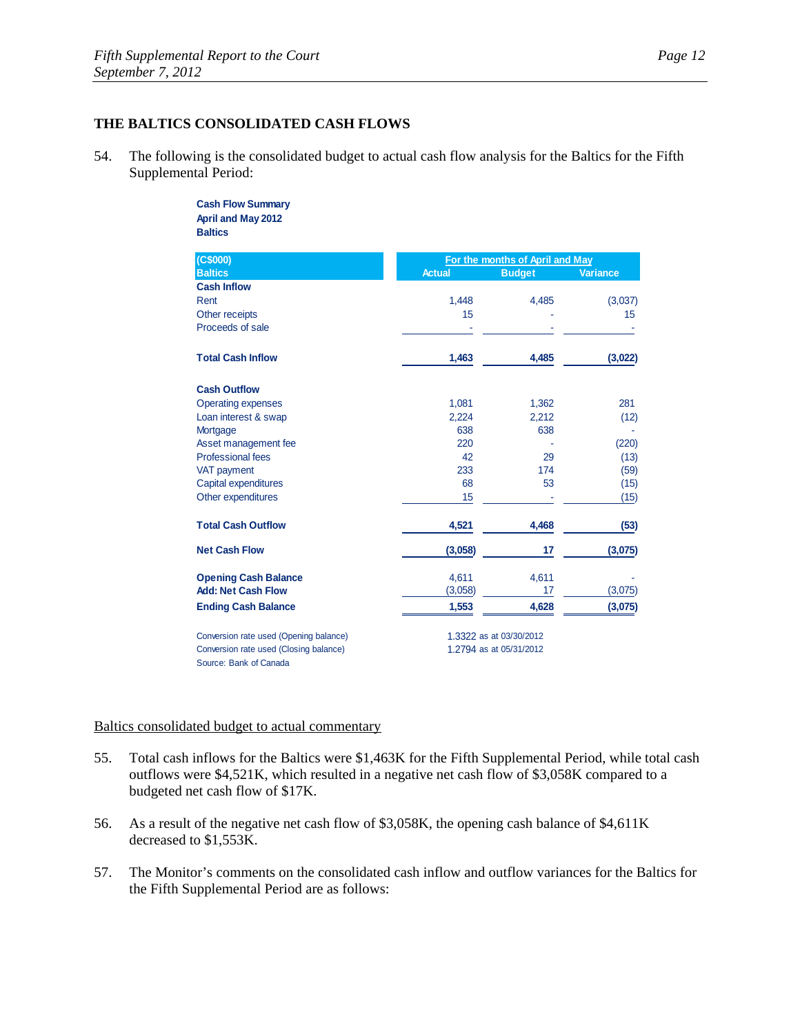## THE BALTICS CONSOLIDATED CASH FLOWS

54. The following is the consolidated budget to actual cash flow analysis for the Baltics for the Fifth Supplemental Period:

**Cash Flow Summary**
**April and May 2012**
**Baltics**

| (C$000) | For the months of April and May | | |
|---|---|---|---|
| Baltics | Actual | Budget | Variance |
| **Cash Inflow** | | | |
| Rent | 1,448 | 4,485 | (3,037) |
| Other receipts | 15 | - | 15 |
| Proceeds of sale | - | - | - |
| **Total Cash Inflow** | **1,463** | **4,485** | **(3,022)** |
| **Cash Outflow** | | | |
| Operating expenses | 1,081 | 1,362 | 281 |
| Loan interest & swap | 2,224 | 2,212 | (12) |
| Mortgage | 638 | 638 | - |
| Asset management fee | 220 | - | (220) |
| Professional fees | 42 | 29 | (13) |
| VAT payment | 233 | 174 | (59) |
| Capital expenditures | 68 | 53 | (15) |
| Other expenditures | 15 | - | (15) |
| **Total Cash Outflow** | **4,521** | **4,468** | **(53)** |
| **Net Cash Flow** | **(3,058)** | **17** | **(3,075)** |
| **Opening Cash Balance** | 4,611 | 4,611 | - |
| **Add: Net Cash Flow** | (3,058) | 17 | (3,075) |
| **Ending Cash Balance** | **1,553** | **4,628** | **(3,075)** |

Conversion rate used (Opening balance) 1.3322 as at 03/30/2012
Conversion rate used (Closing balance) 1.2794 as at 05/31/2012
Source: Bank of Canada

Baltics consolidated budget to actual commentary

55. Total cash inflows for the Baltics were $1,463K for the Fifth Supplemental Period, while total cash outflows were $4,521K, which resulted in a negative net cash flow of $3,058K compared to a budgeted net cash flow of $17K.

56. As a result of the negative net cash flow of $3,058K, the opening cash balance of $4,611K decreased to $1,553K.

57. The Monitor's comments on the consolidated cash inflow and outflow variances for the Baltics for the Fifth Supplemental Period are as follows: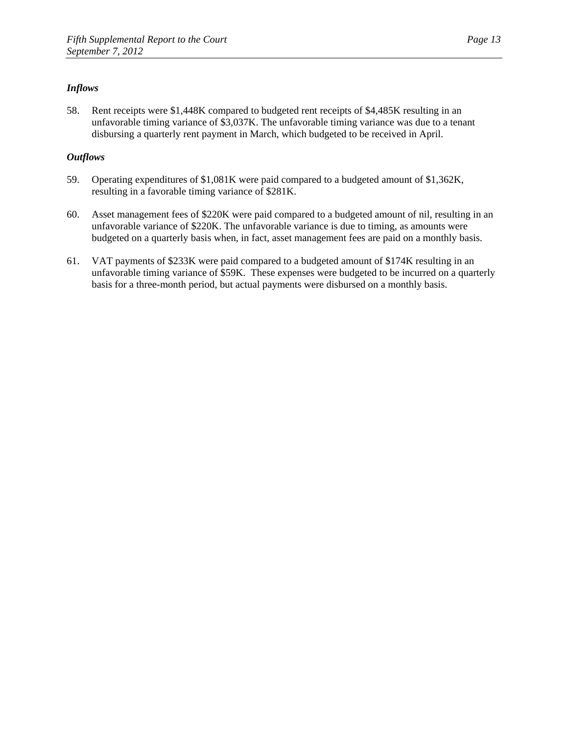***Inflows***

58. Rent receipts were $1,448K compared to budgeted rent receipts of $4,485K resulting in an unfavorable timing variance of $3,037K. The unfavorable timing variance was due to a tenant disbursing a quarterly rent payment in March, which budgeted to be received in April.

***Outflows***

59. Operating expenditures of $1,081K were paid compared to a budgeted amount of $1,362K, resulting in a favorable timing variance of $281K.

60. Asset management fees of $220K were paid compared to a budgeted amount of nil, resulting in an unfavorable variance of $220K. The unfavorable variance is due to timing, as amounts were budgeted on a quarterly basis when, in fact, asset management fees are paid on a monthly basis.

61. VAT payments of $233K were paid compared to a budgeted amount of $174K resulting in an unfavorable timing variance of $59K. These expenses were budgeted to be incurred on a quarterly basis for a three-month period, but actual payments were disbursed on a monthly basis.